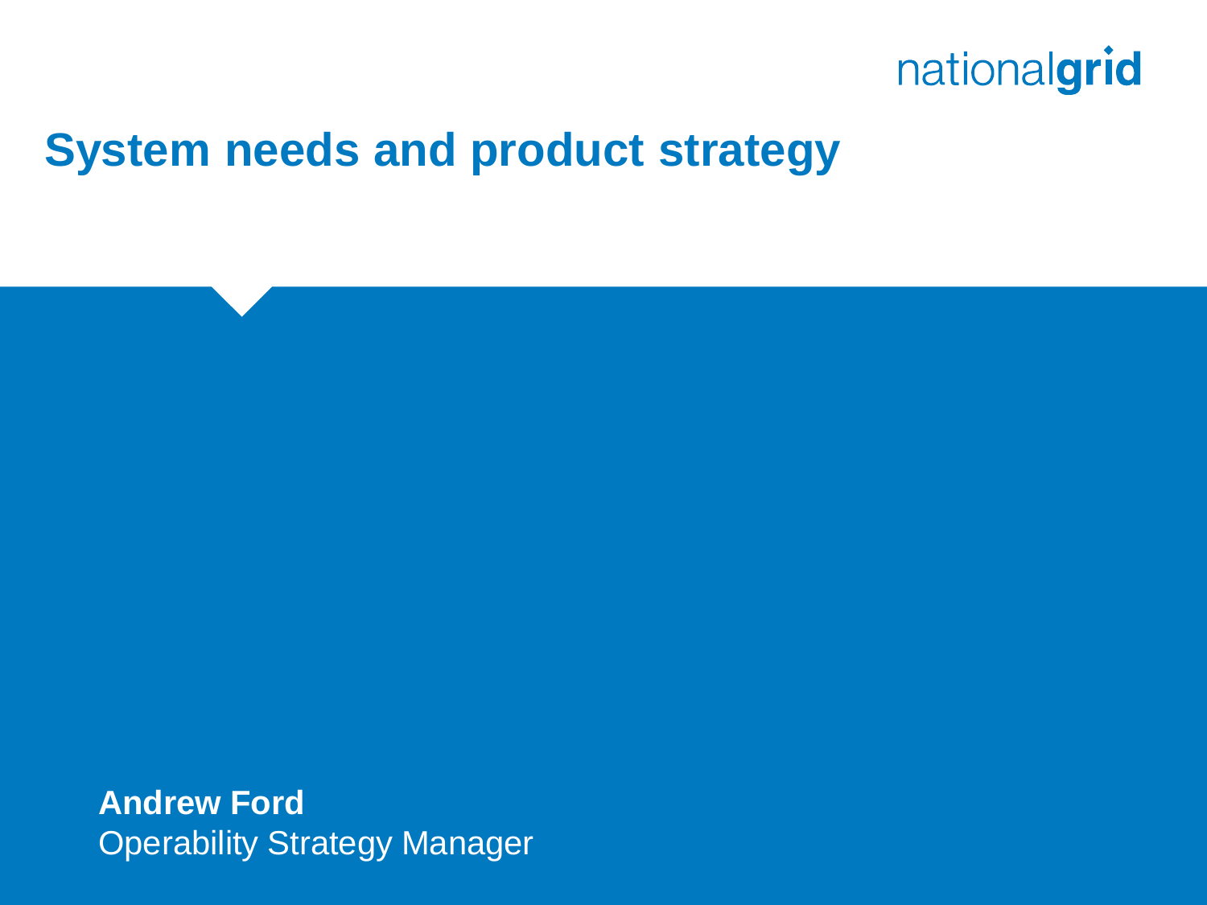# System needs and product strategy

**Andrew Ford**
Operability Strategy Manager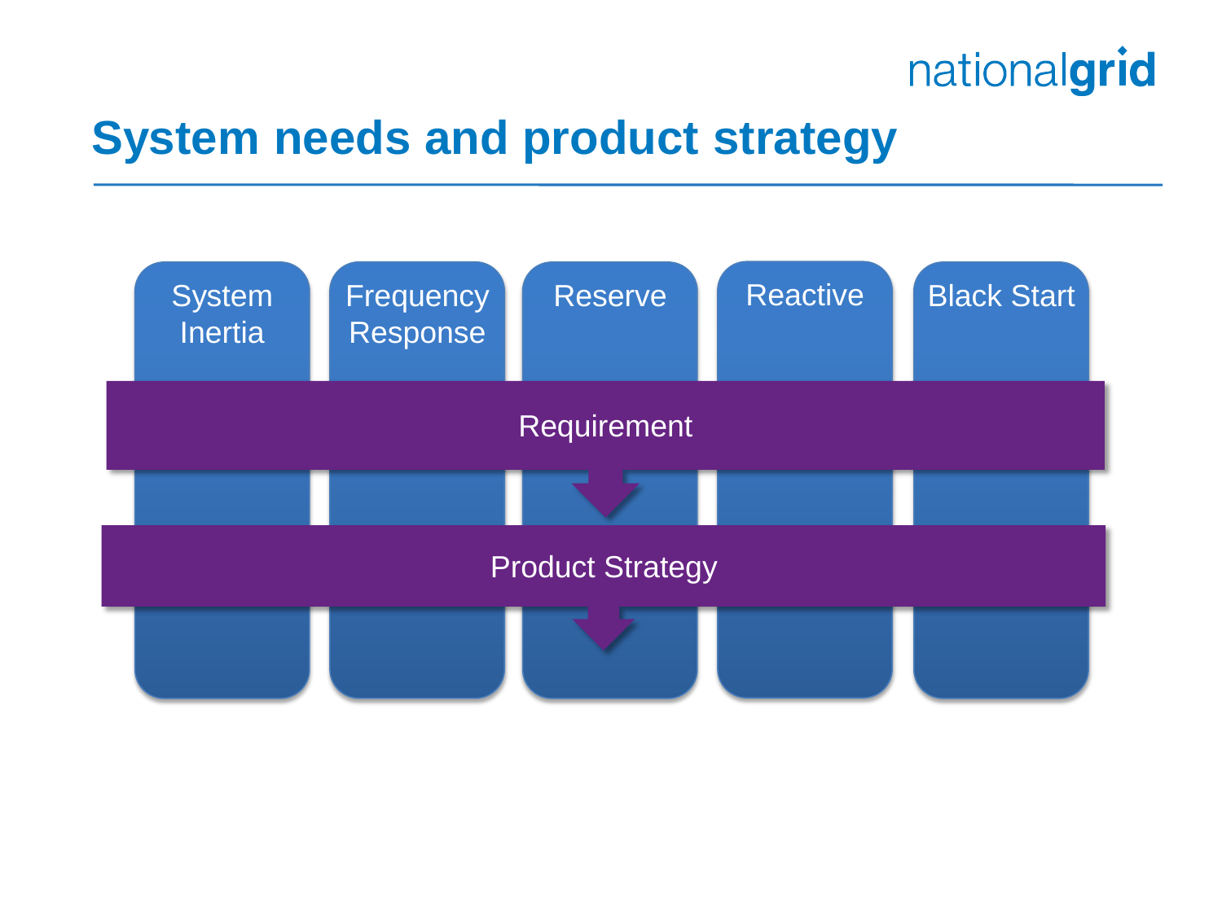# System needs and product strategy

System Inertia | Frequency Response | Reserve | Reactive | Black Start

Requirement

Product Strategy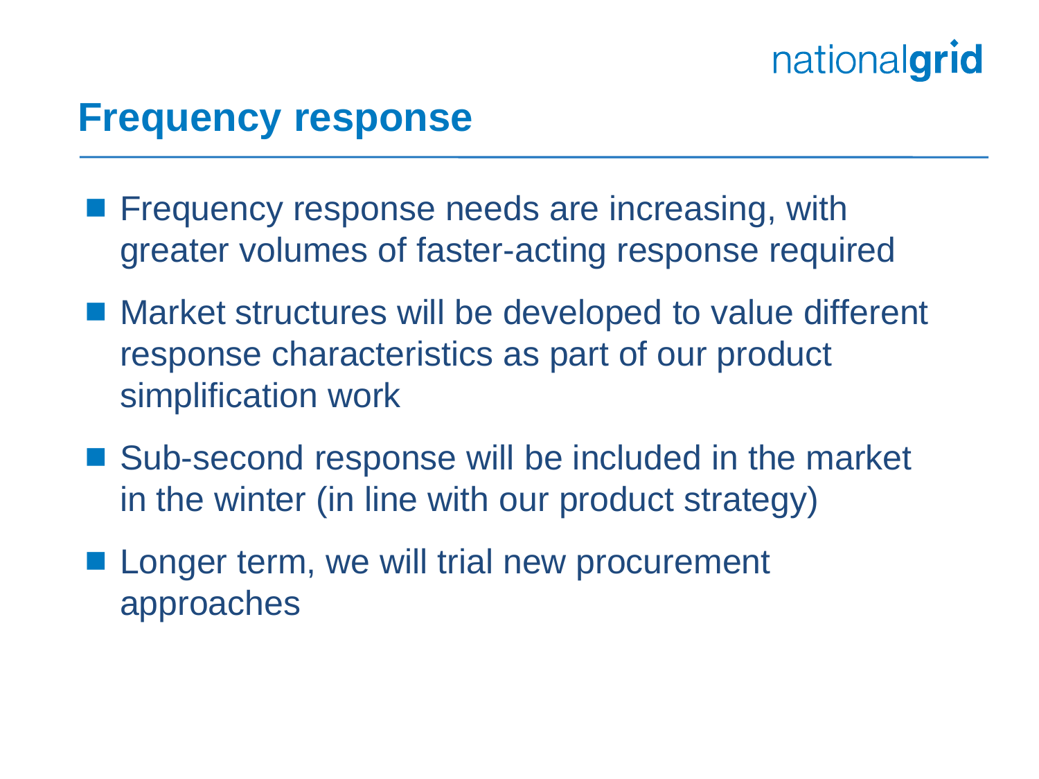# Frequency response

- Frequency response needs are increasing, with greater volumes of faster-acting response required
- Market structures will be developed to value different response characteristics as part of our product simplification work
- Sub-second response will be included in the market in the winter (in line with our product strategy)
- Longer term, we will trial new procurement approaches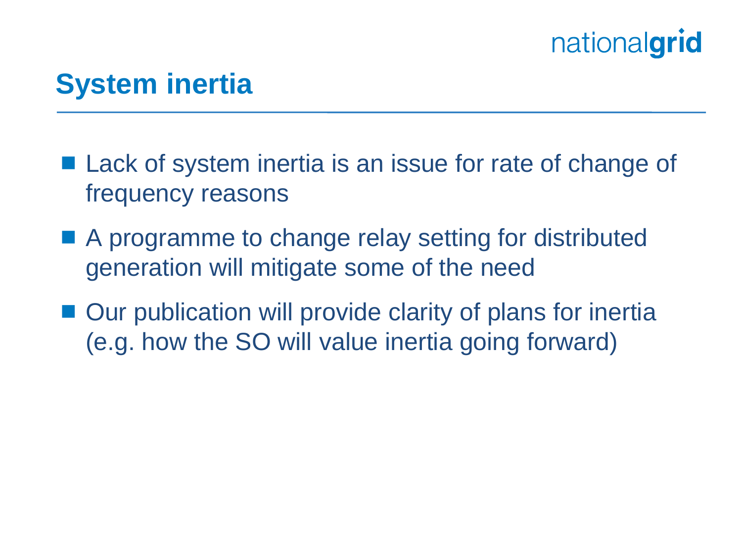# System inertia

- Lack of system inertia is an issue for rate of change of frequency reasons
- A programme to change relay setting for distributed generation will mitigate some of the need
- Our publication will provide clarity of plans for inertia (e.g. how the SO will value inertia going forward)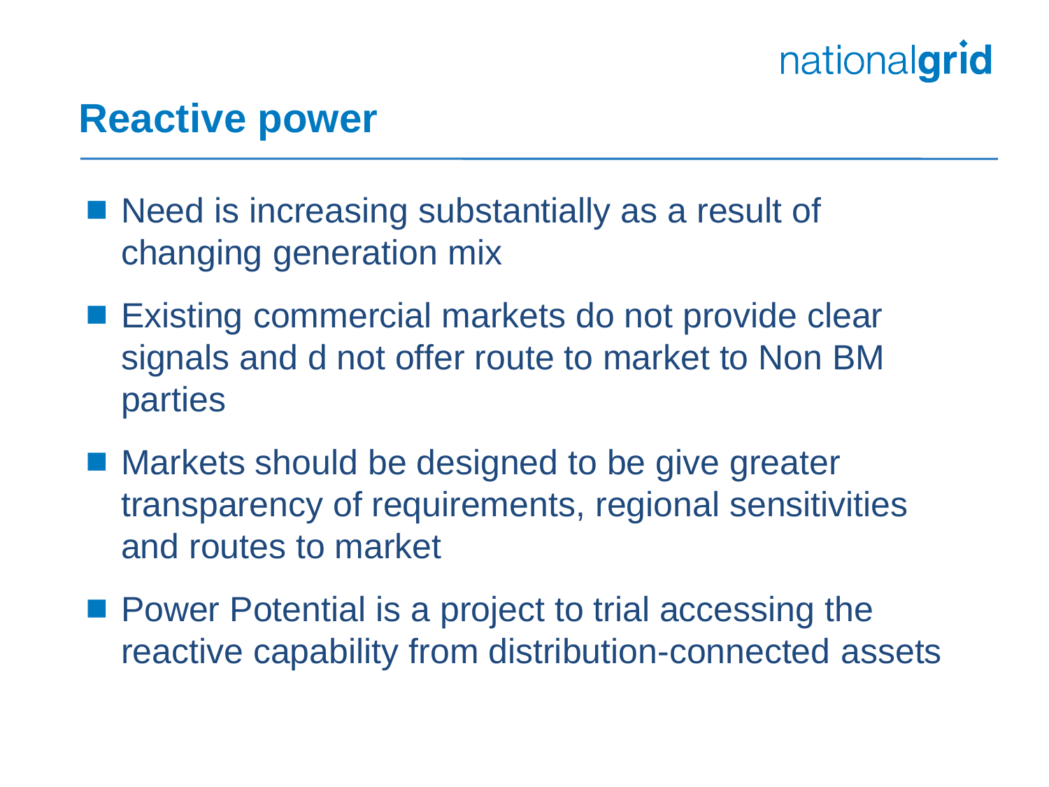## Reactive power

- Need is increasing substantially as a result of changing generation mix
- Existing commercial markets do not provide clear signals and d not offer route to market to Non BM parties
- Markets should be designed to be give greater transparency of requirements, regional sensitivities and routes to market
- Power Potential is a project to trial accessing the reactive capability from distribution-connected assets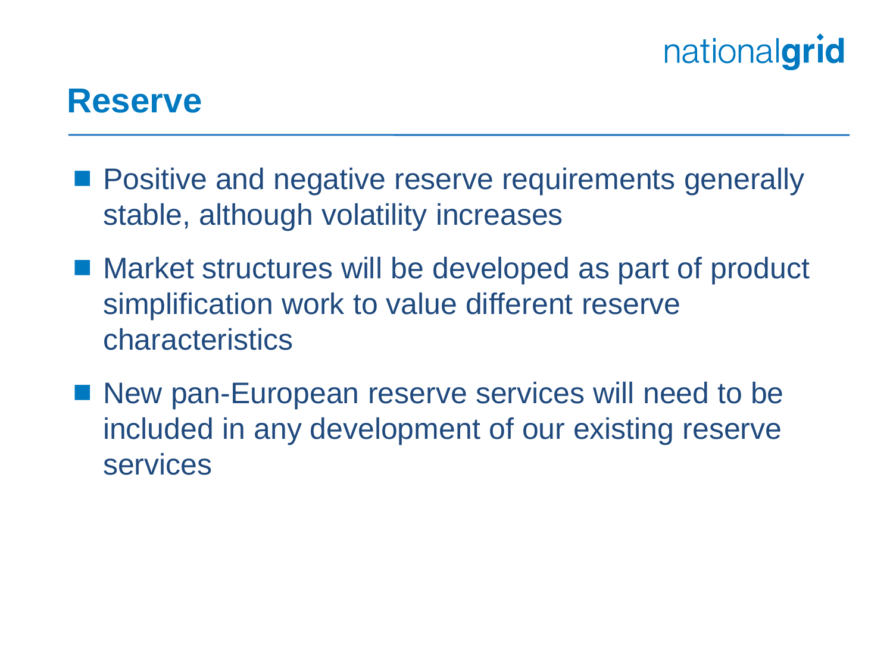# Reserve

- Positive and negative reserve requirements generally stable, although volatility increases
- Market structures will be developed as part of product simplification work to value different reserve characteristics
- New pan-European reserve services will need to be included in any development of our existing reserve services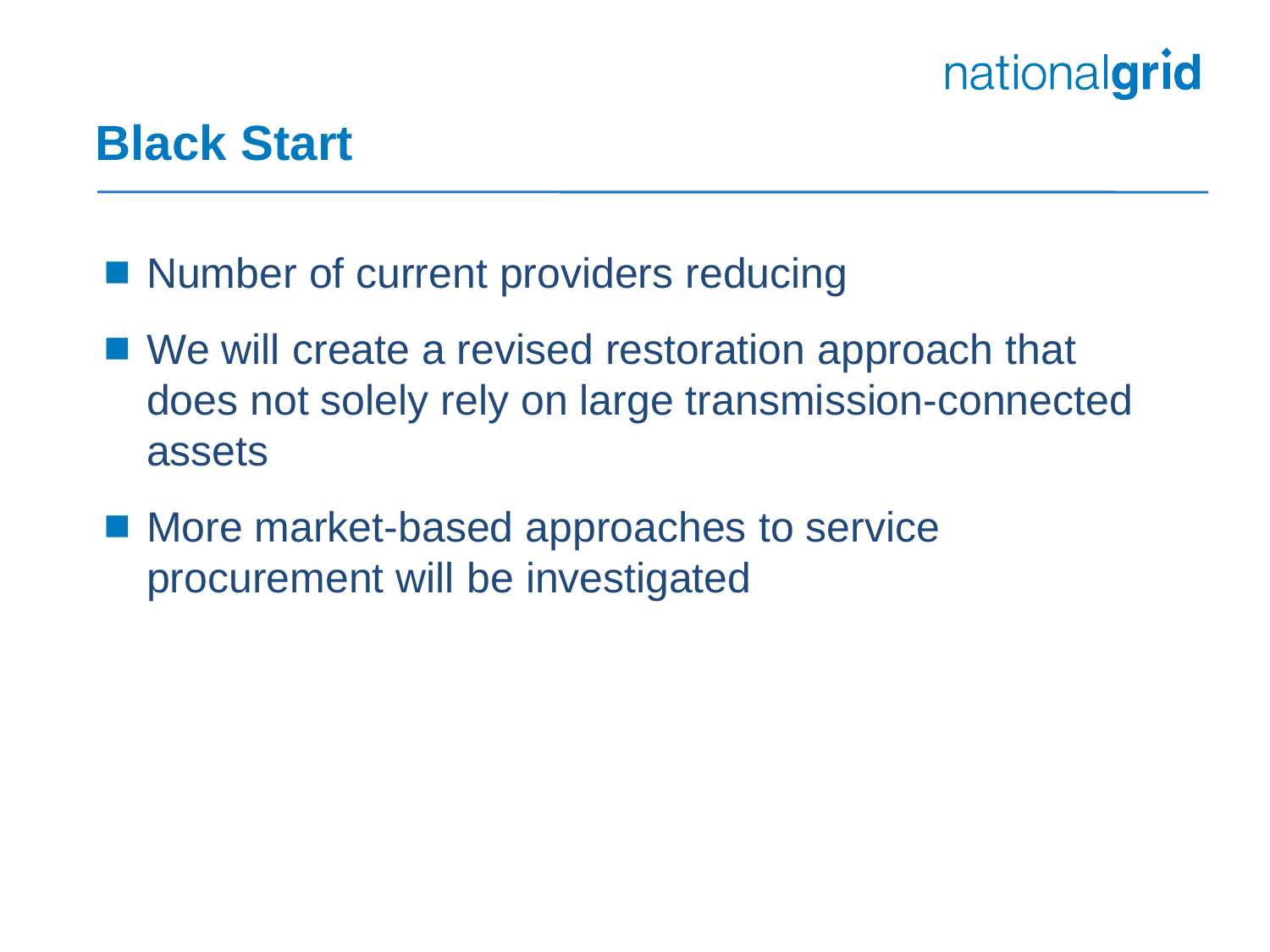# Black Start

- Number of current providers reducing
- We will create a revised restoration approach that does not solely rely on large transmission-connected assets
- More market-based approaches to service procurement will be investigated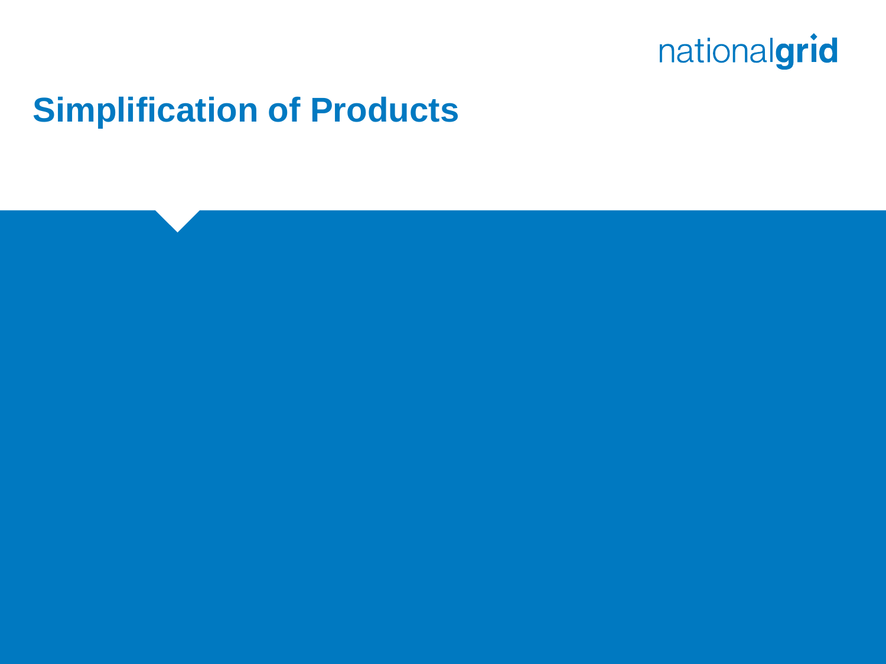# Simplification of Products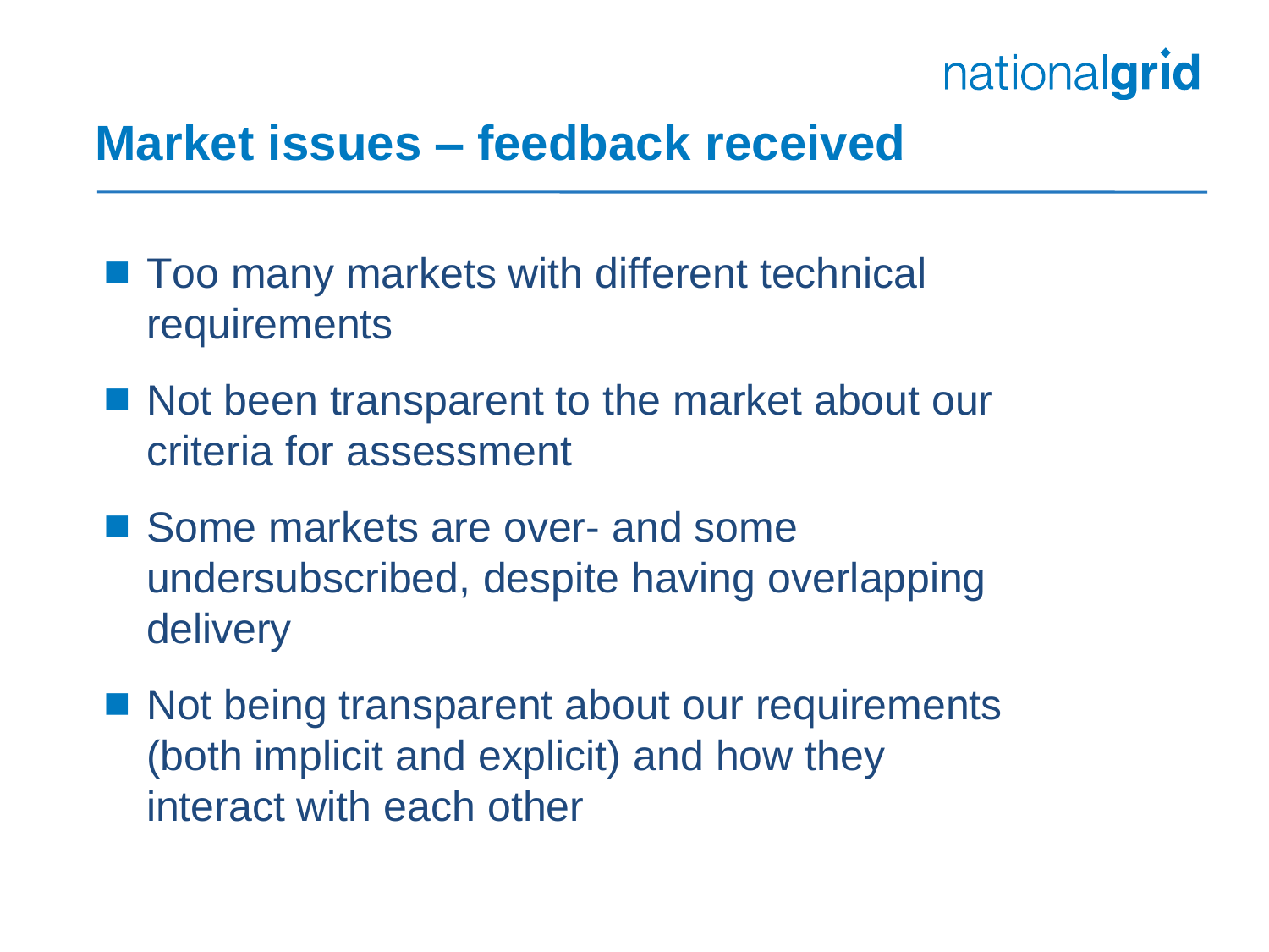# Market issues – feedback received

- Too many markets with different technical requirements
- Not been transparent to the market about our criteria for assessment
- Some markets are over- and some undersubscribed, despite having overlapping delivery
- Not being transparent about our requirements (both implicit and explicit) and how they interact with each other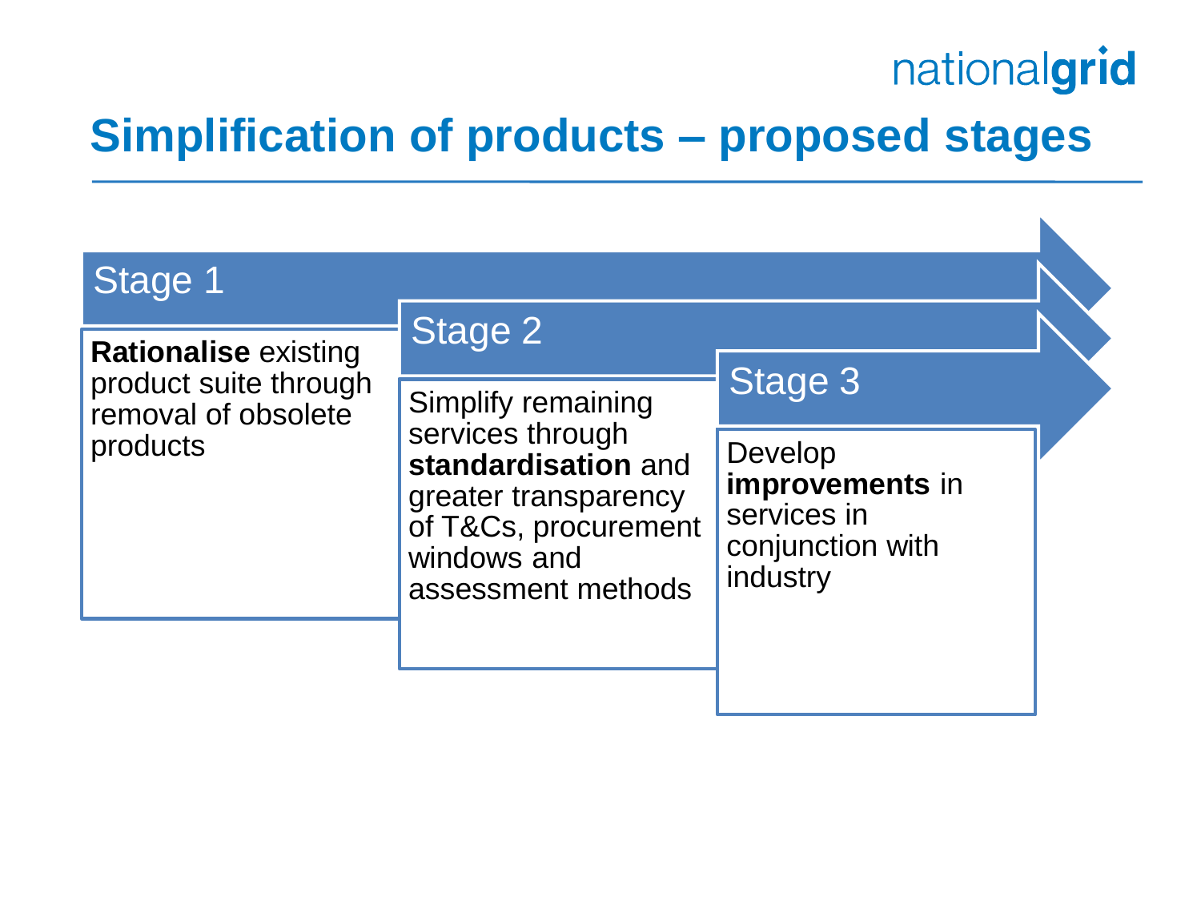# Simplification of products – proposed stages

## Stage 1

**Rationalise** existing product suite through removal of obsolete products

## Stage 2

Simplify remaining services through **standardisation** and greater transparency of T&Cs, procurement windows and assessment methods

## Stage 3

Develop **improvements** in services in conjunction with industry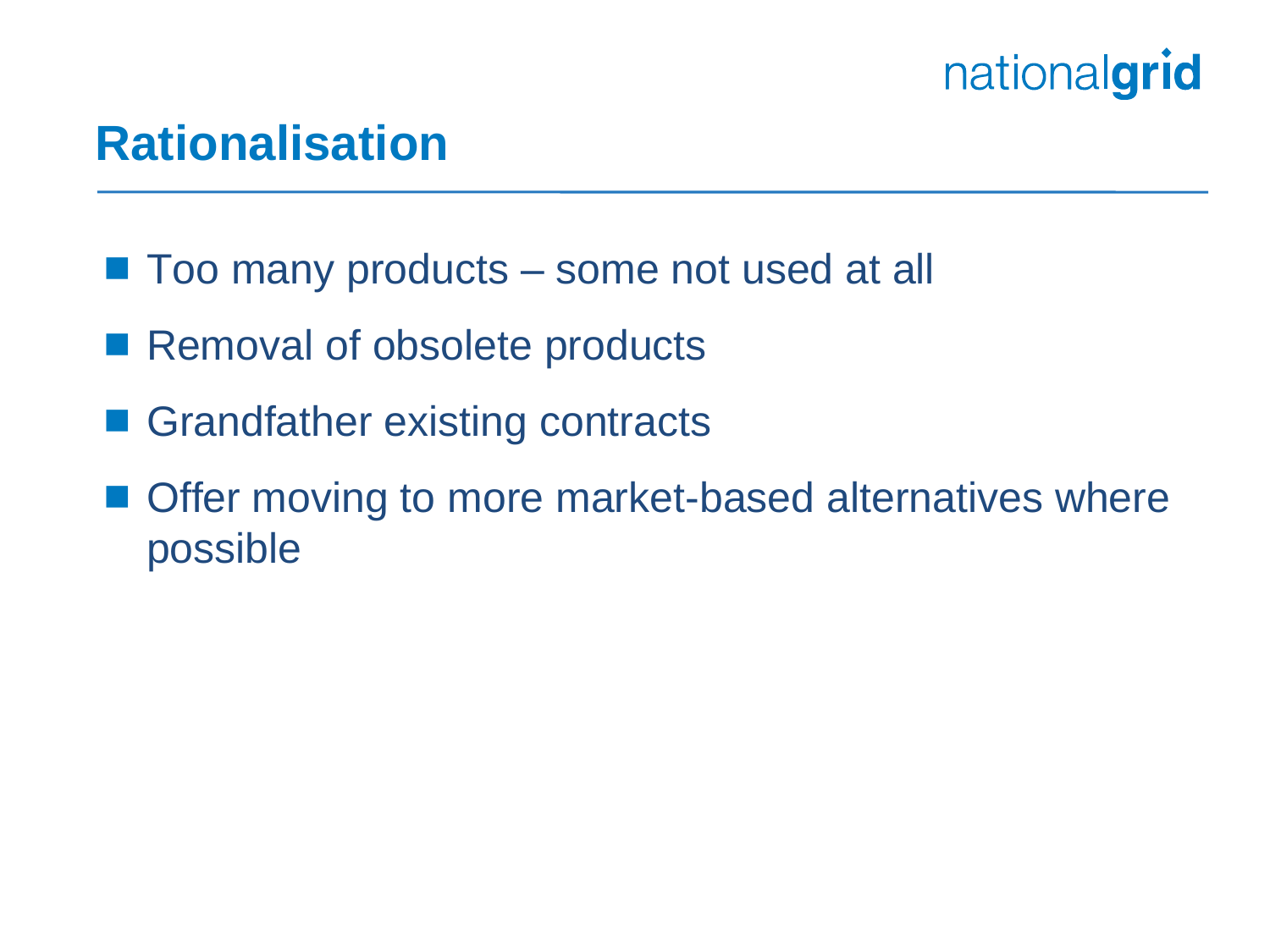# Rationalisation

- Too many products – some not used at all
- Removal of obsolete products
- Grandfather existing contracts
- Offer moving to more market-based alternatives where possible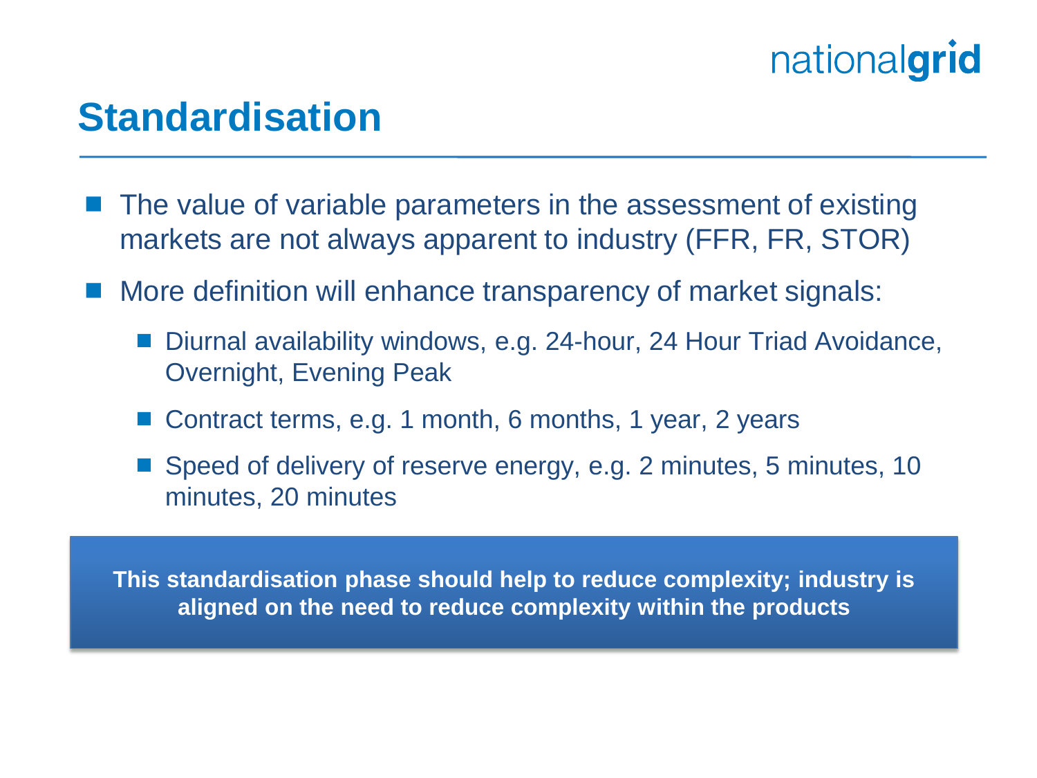# Standardisation

- The value of variable parameters in the assessment of existing markets are not always apparent to industry (FFR, FR, STOR)
- More definition will enhance transparency of market signals:
  - Diurnal availability windows, e.g. 24-hour, 24 Hour Triad Avoidance, Overnight, Evening Peak
  - Contract terms, e.g. 1 month, 6 months, 1 year, 2 years
  - Speed of delivery of reserve energy, e.g. 2 minutes, 5 minutes, 10 minutes, 20 minutes

**This standardisation phase should help to reduce complexity; industry is aligned on the need to reduce complexity within the products**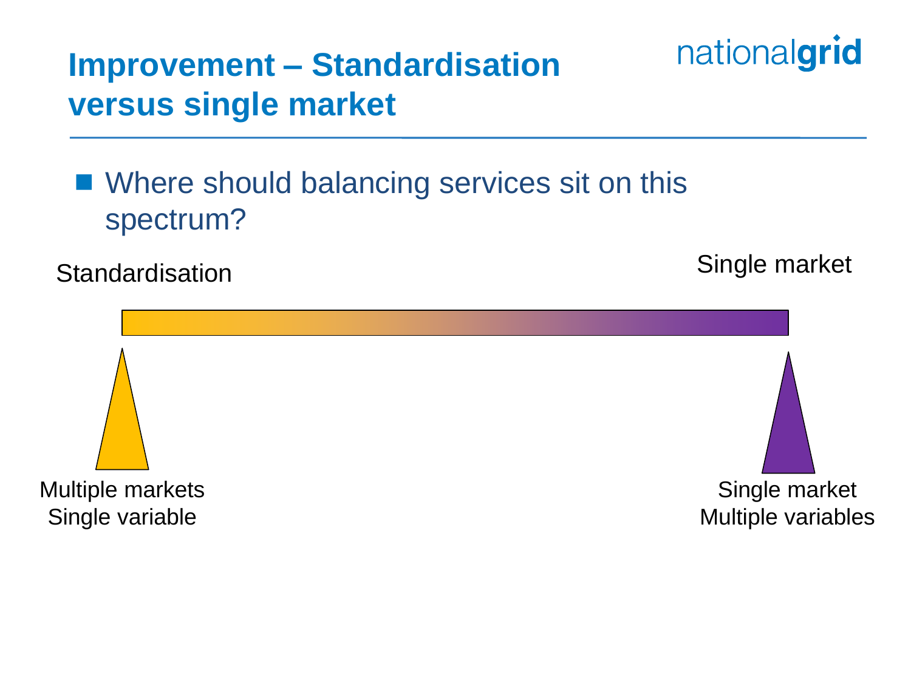# Improvement – Standardisation versus single market

- Where should balancing services sit on this spectrum?

Standardisation

Single market

Multiple markets
Single variable

Single market
Multiple variables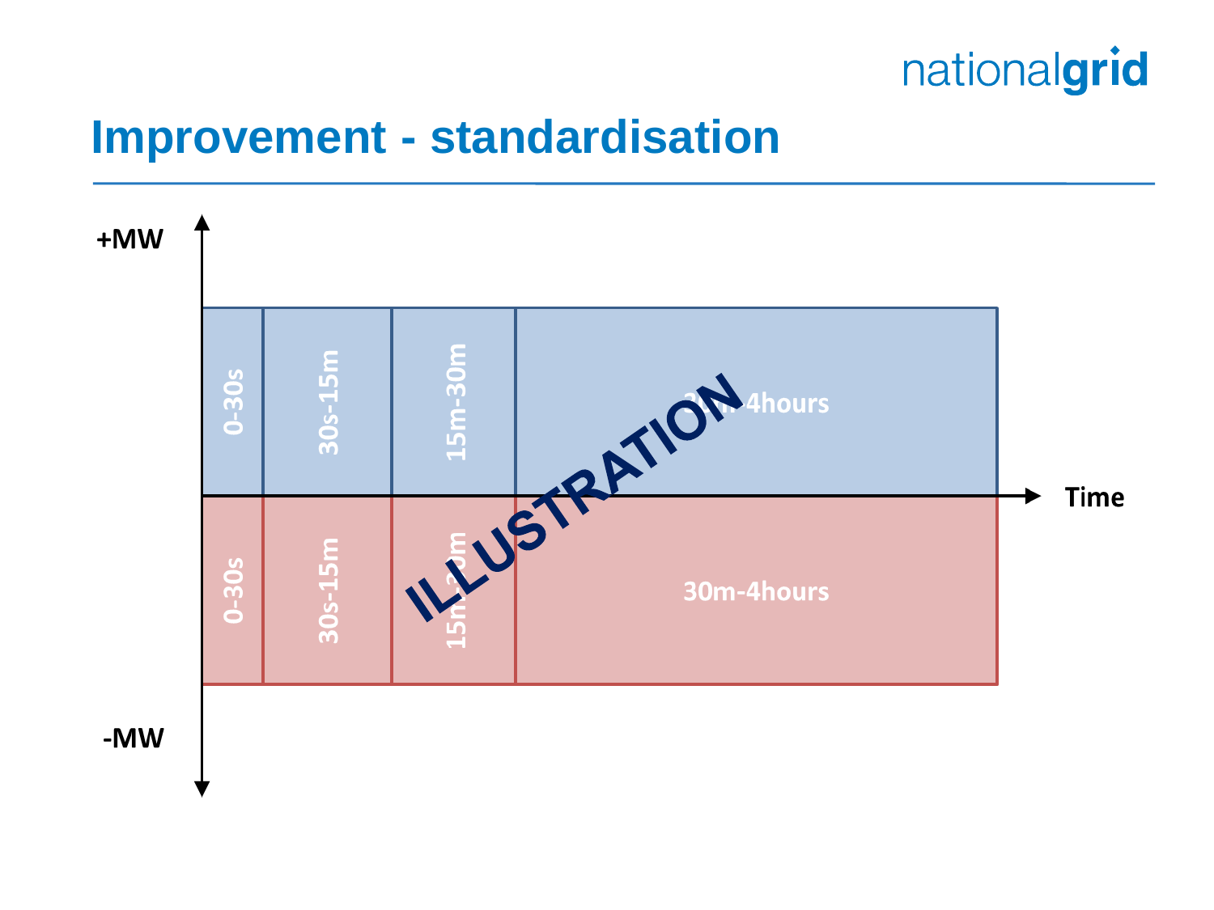# Improvement - standardisation

+MW

| 0-30s | 30s-15m | 15m-30m | 30m-4hours |
|---|---|---|---|

Time

| 0-30s | 30s-15m | 15m-30m | 30m-4hours |
|---|---|---|---|

-MW

ILLUSTRATION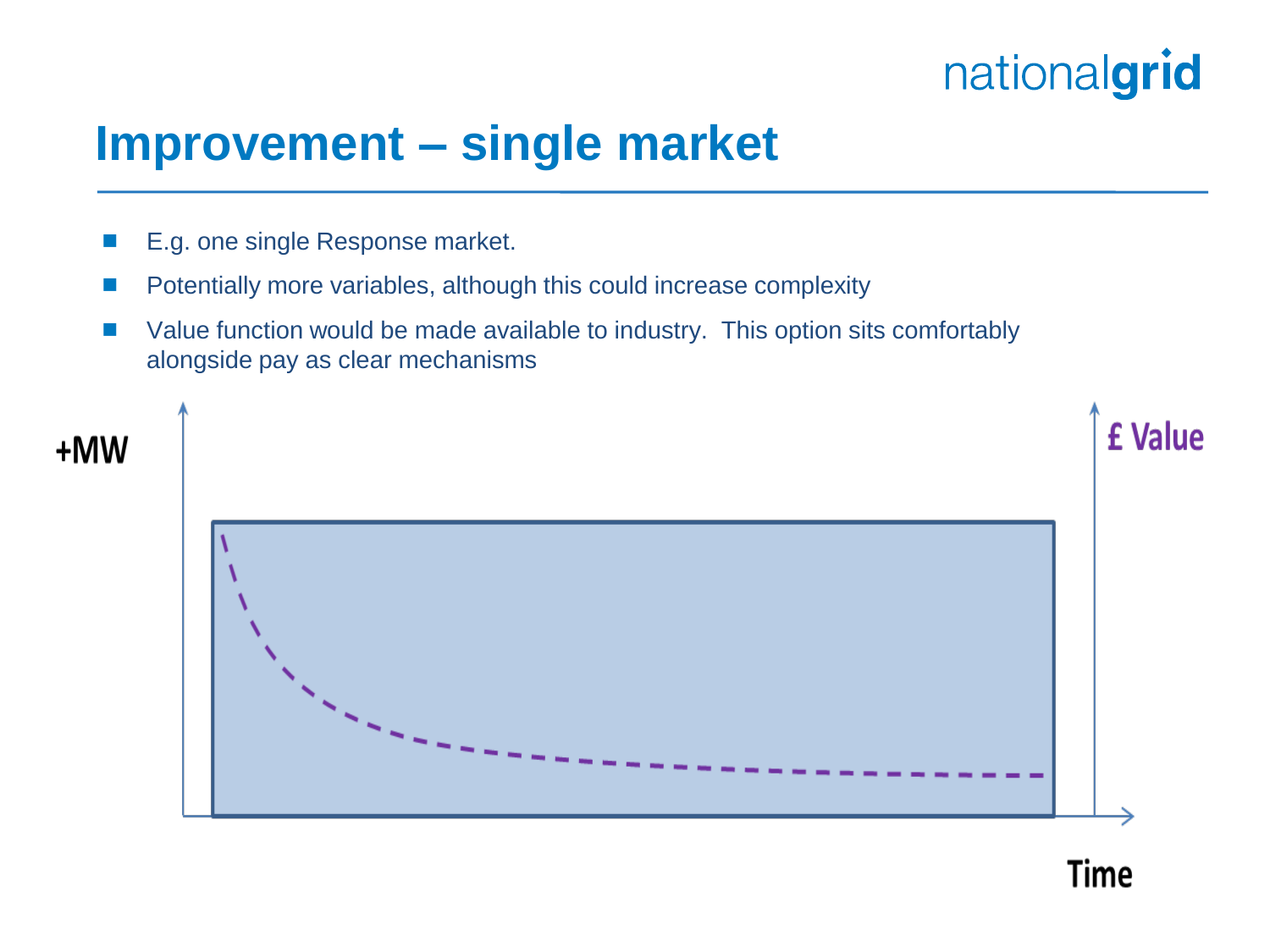# Improvement – single market

- E.g. one single Response market.
- Potentially more variables, although this could increase complexity
- Value function would be made available to industry. This option sits comfortably alongside pay as clear mechanisms

+MW

£ Value

Time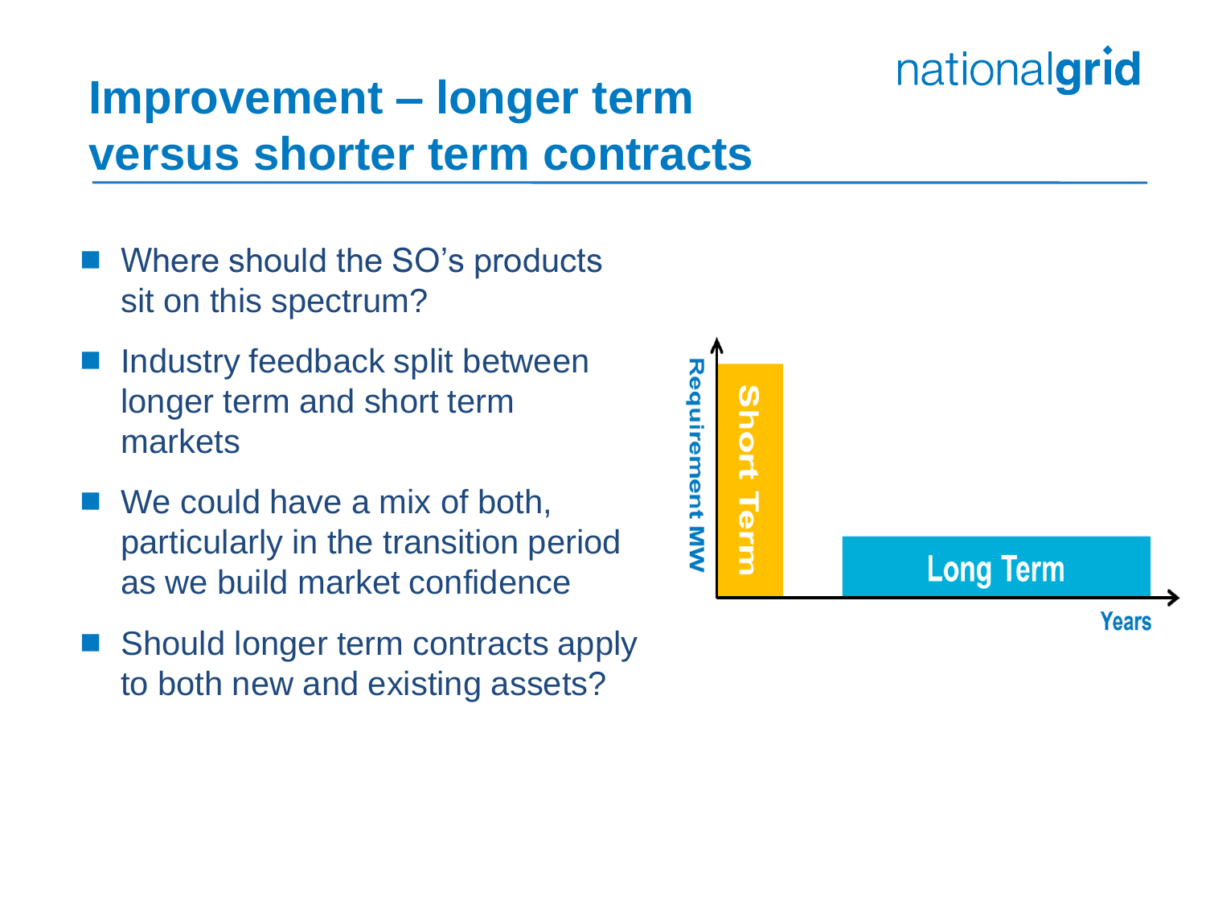# Improvement – longer term versus shorter term contracts

- Where should the SO's products sit on this spectrum?
- Industry feedback split between longer term and short term markets
- We could have a mix of both, particularly in the transition period as we build market confidence
- Should longer term contracts apply to both new and existing assets?

Requirement MW

Short Term

Long Term

Years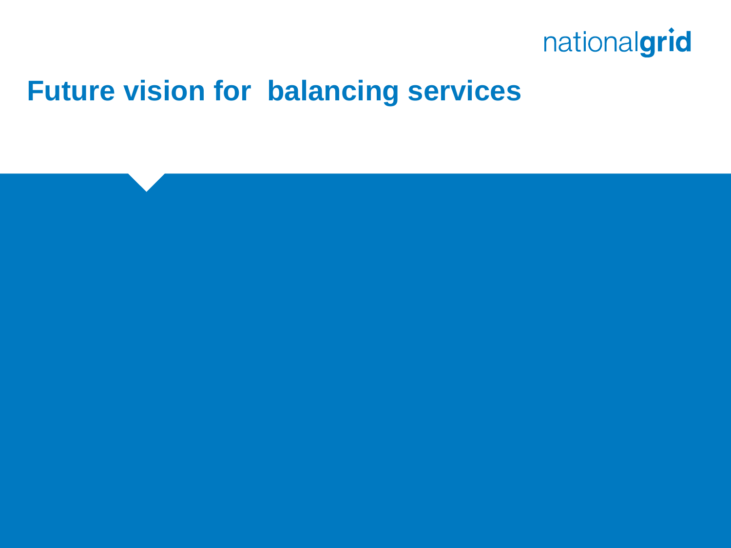# Future vision for balancing services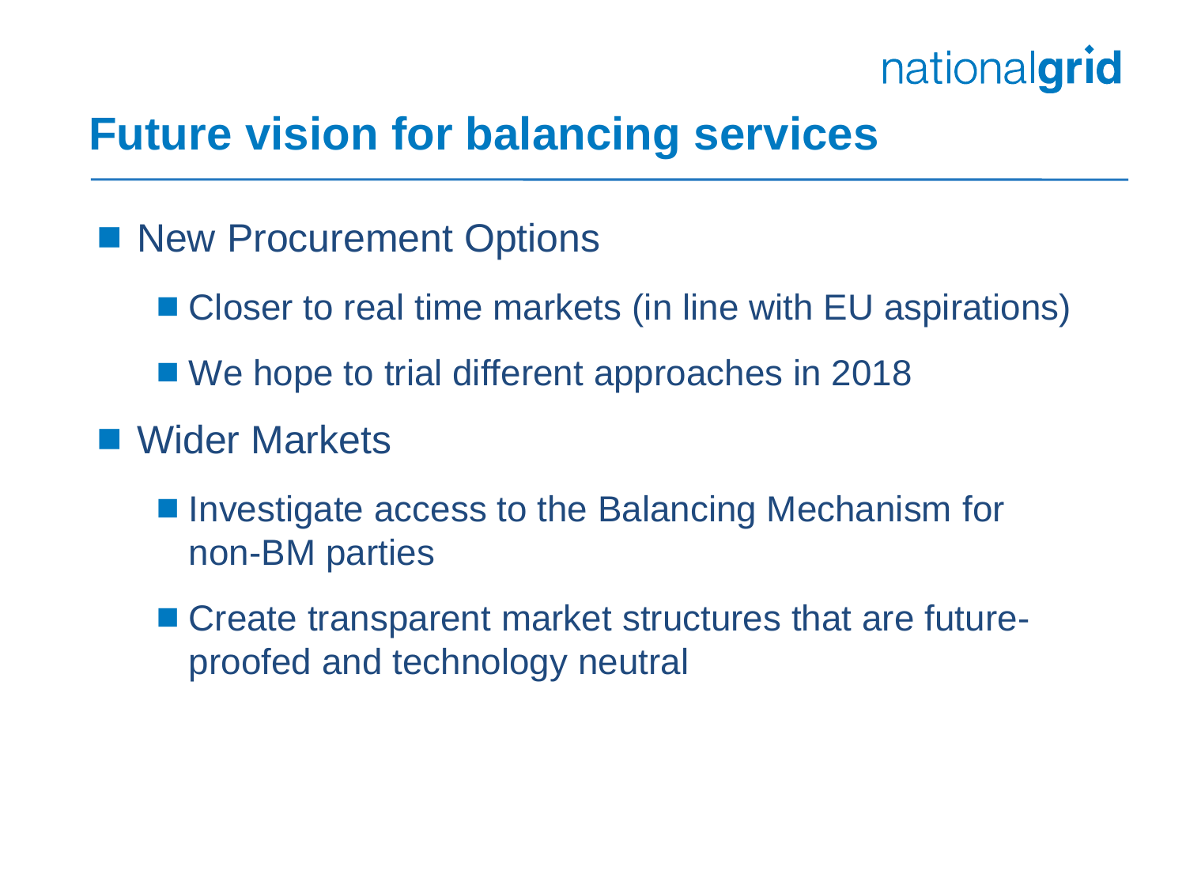# Future vision for balancing services

- New Procurement Options
  - Closer to real time markets (in line with EU aspirations)
  - We hope to trial different approaches in 2018
- Wider Markets
  - Investigate access to the Balancing Mechanism for non-BM parties
  - Create transparent market structures that are future-proofed and technology neutral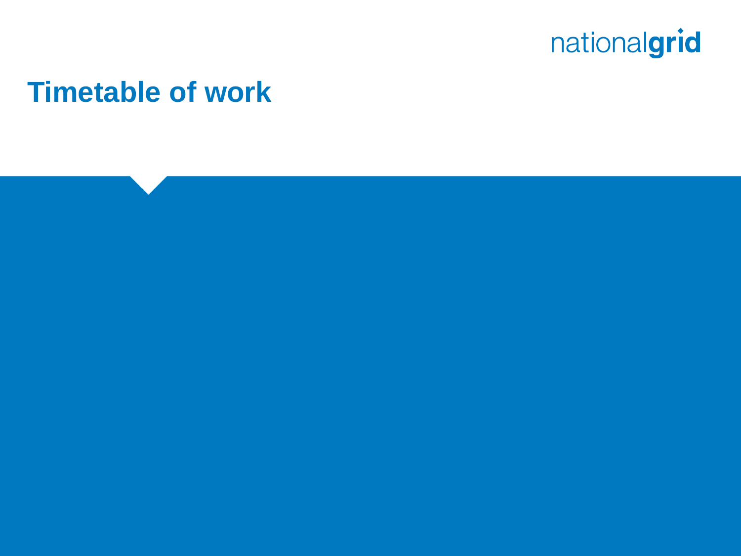# Timetable of work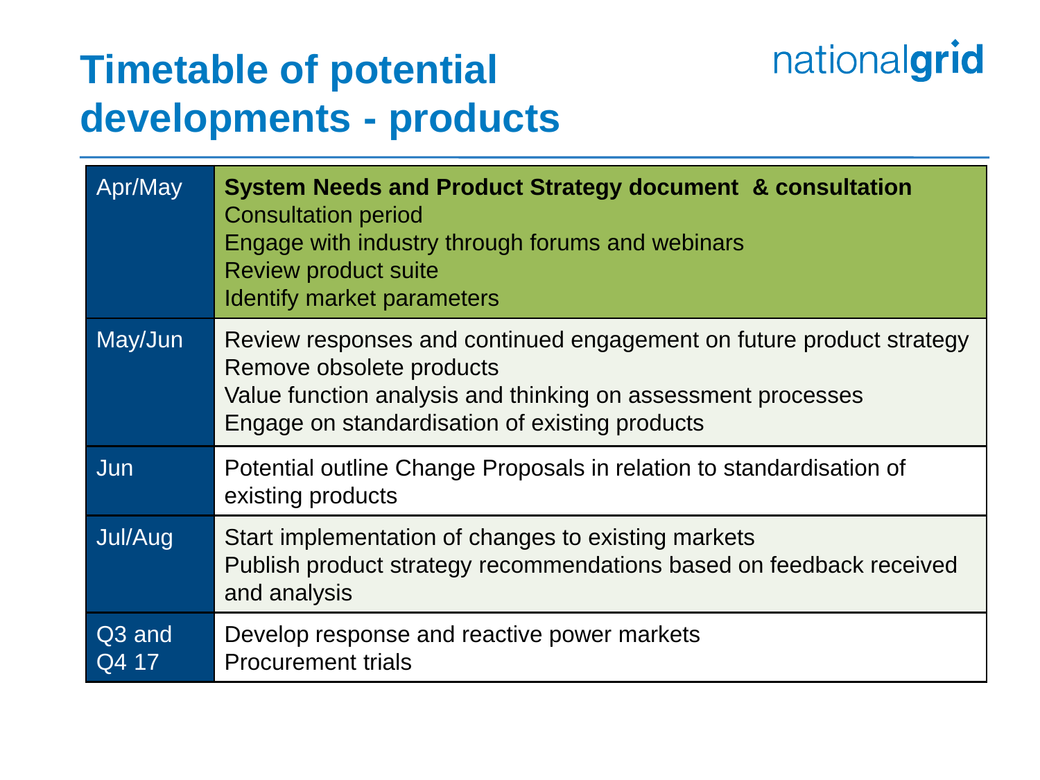# Timetable of potential developments - products

| | |
|---|---|
| Apr/May | **System Needs and Product Strategy document & consultation**<br>Consultation period<br>Engage with industry through forums and webinars<br>Review product suite<br>Identify market parameters |
| May/Jun | Review responses and continued engagement on future product strategy<br>Remove obsolete products<br>Value function analysis and thinking on assessment processes<br>Engage on standardisation of existing products |
| Jun | Potential outline Change Proposals in relation to standardisation of existing products |
| Jul/Aug | Start implementation of changes to existing markets<br>Publish product strategy recommendations based on feedback received and analysis |
| Q3 and Q4 17 | Develop response and reactive power markets<br>Procurement trials |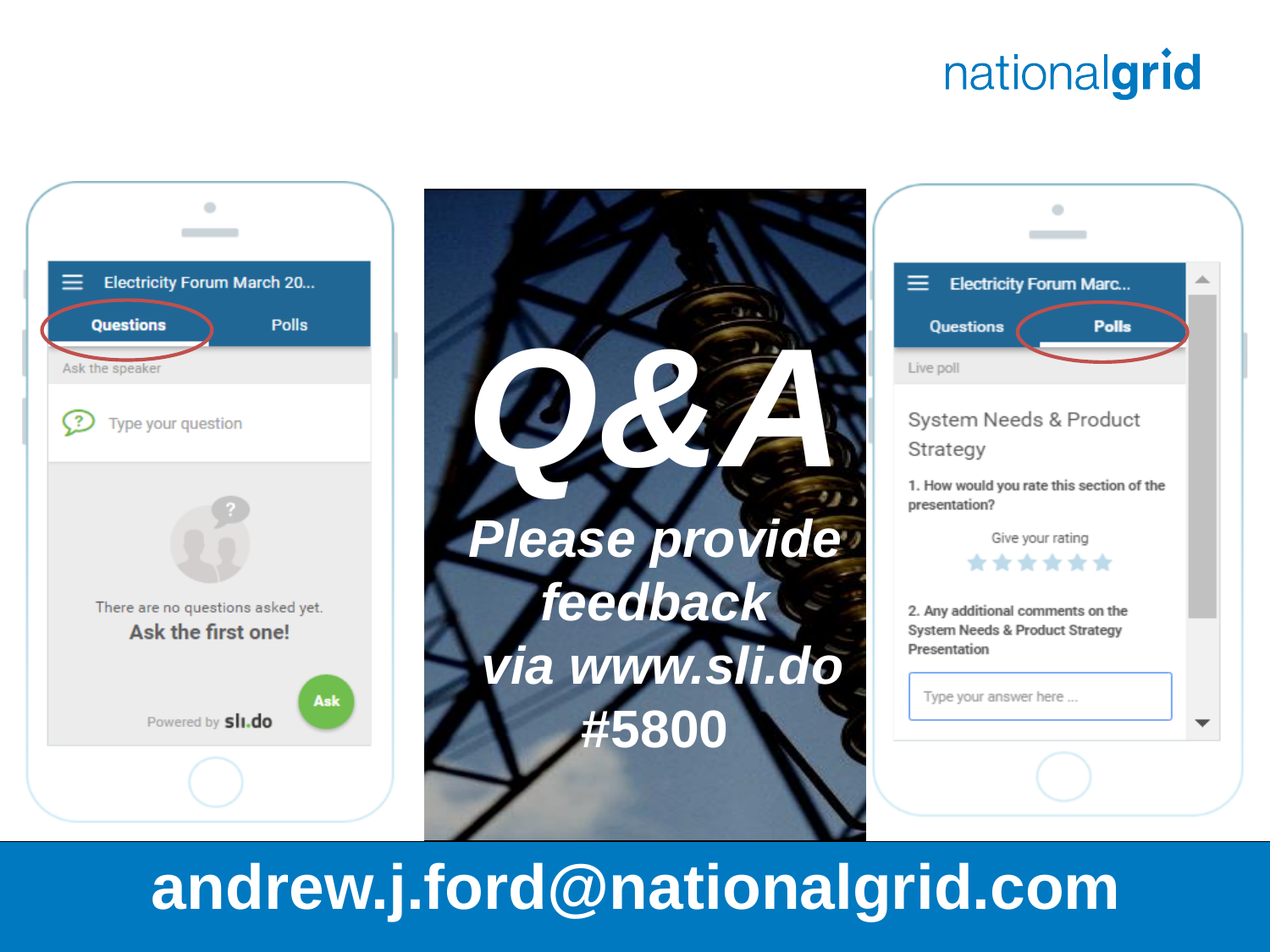nationalgrid

Electricity Forum March 20...

Questions

Polls

Ask the speaker

Type your question

There are no questions asked yet.

Ask the first one!

Powered by sli.do

Ask

# Q&A

**Please provide feedback via www.sli.do #5800**

Electricity Forum Marc...

Questions

Polls

Live poll

System Needs & Product Strategy

1. How would you rate this section of the presentation?

Give your rating

2. Any additional comments on the System Needs & Product Strategy Presentation

Type your answer here ...

**andrew.j.ford@nationalgrid.com**